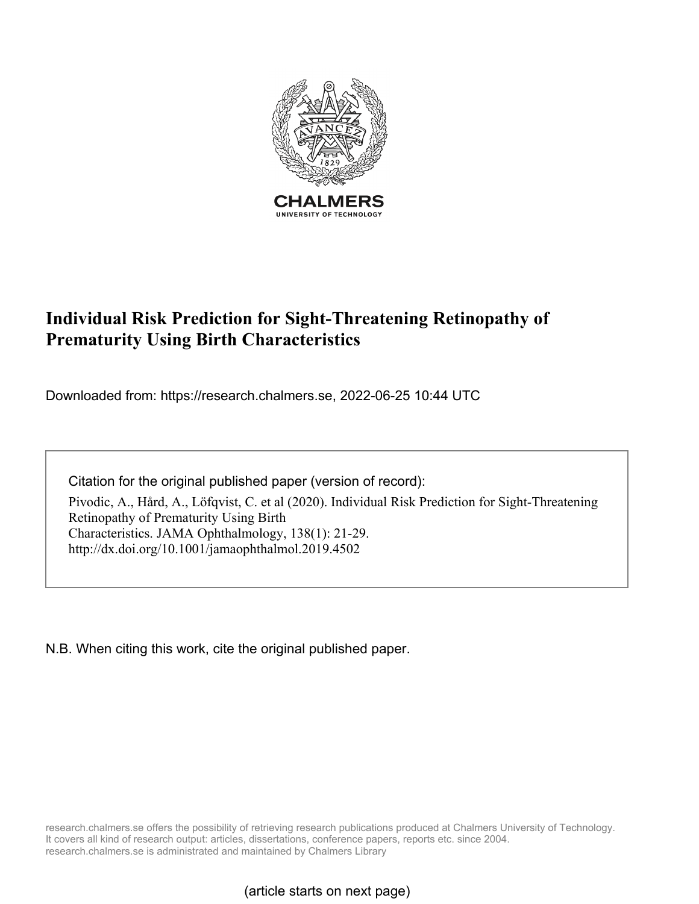# Individual Risk Prediction for Sight-Threatening Retinopathy of Prematurity Using Birth Characteristics

Downloaded from: https://research.chalmers.se, 2022-06-25 10:44 UTC

Citation for the original published paper (version of record):

Pivodic, A., Hård, A., Löfqvist, C. et al (2020). Individual Risk Prediction for Sight-Threatening Retinopathy of Prematurity Using Birth Characteristics. JAMA Ophthalmology, 138(1): 21-29.
http://dx.doi.org/10.1001/jamaophthalmol.2019.4502

N.B. When citing this work, cite the original published paper.

research.chalmers.se offers the possibility of retrieving research publications produced at Chalmers University of Technology. It covers all kind of research output: articles, dissertations, conference papers, reports etc. since 2004. research.chalmers.se is administrated and maintained by Chalmers Library

(article starts on next page)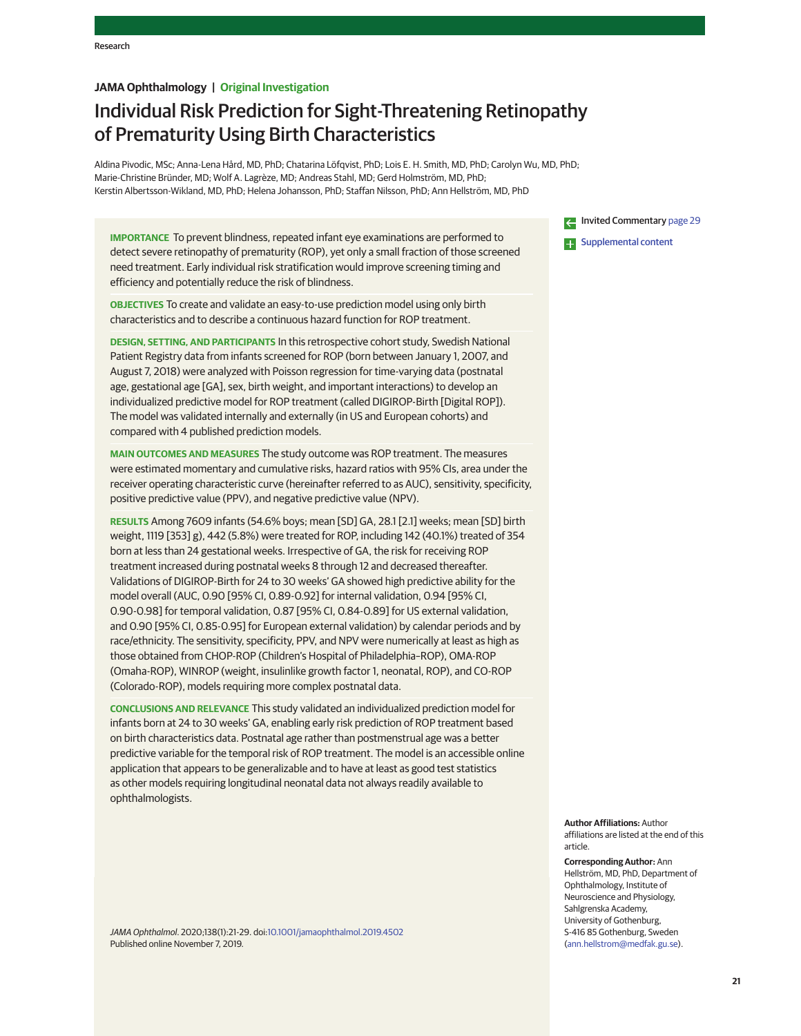JAMA Ophthalmology | Original Investigation

# Individual Risk Prediction for Sight-Threatening Retinopathy of Prematurity Using Birth Characteristics

Aldina Pivodic, MSc; Anna-Lena Hård, MD, PhD; Chatarina Löfqvist, PhD; Lois E. H. Smith, MD, PhD; Carolyn Wu, MD, PhD; Marie-Christine Bründer, MD; Wolf A. Lagrèze, MD; Andreas Stahl, MD; Gerd Holmström, MD, PhD; Kerstin Albertsson-Wikland, MD, PhD; Helena Johansson, PhD; Staffan Nilsson, PhD; Ann Hellström, MD, PhD

Invited Commentary page 29

Supplemental content

**IMPORTANCE** To prevent blindness, repeated infant eye examinations are performed to detect severe retinopathy of prematurity (ROP), yet only a small fraction of those screened need treatment. Early individual risk stratification would improve screening timing and efficiency and potentially reduce the risk of blindness.

**OBJECTIVES** To create and validate an easy-to-use prediction model using only birth characteristics and to describe a continuous hazard function for ROP treatment.

**DESIGN, SETTING, AND PARTICIPANTS** In this retrospective cohort study, Swedish National Patient Registry data from infants screened for ROP (born between January 1, 2007, and August 7, 2018) were analyzed with Poisson regression for time-varying data (postnatal age, gestational age [GA], sex, birth weight, and important interactions) to develop an individualized predictive model for ROP treatment (called DIGIROP-Birth [Digital ROP]). The model was validated internally and externally (in US and European cohorts) and compared with 4 published prediction models.

**MAIN OUTCOMES AND MEASURES** The study outcome was ROP treatment. The measures were estimated momentary and cumulative risks, hazard ratios with 95% CIs, area under the receiver operating characteristic curve (hereinafter referred to as AUC), sensitivity, specificity, positive predictive value (PPV), and negative predictive value (NPV).

**RESULTS** Among 7609 infants (54.6% boys; mean [SD] GA, 28.1 [2.1] weeks; mean [SD] birth weight, 1119 [353] g), 442 (5.8%) were treated for ROP, including 142 (40.1%) treated of 354 born at less than 24 gestational weeks. Irrespective of GA, the risk for receiving ROP treatment increased during postnatal weeks 8 through 12 and decreased thereafter. Validations of DIGIROP-Birth for 24 to 30 weeks' GA showed high predictive ability for the model overall (AUC, 0.90 [95% CI, 0.89-0.92] for internal validation, 0.94 [95% CI, 0.90-0.98] for temporal validation, 0.87 [95% CI, 0.84-0.89] for US external validation, and 0.90 [95% CI, 0.85-0.95] for European external validation) by calendar periods and by race/ethnicity. The sensitivity, specificity, PPV, and NPV were numerically at least as high as those obtained from CHOP-ROP (Children's Hospital of Philadelphia–ROP), OMA-ROP (Omaha-ROP), WINROP (weight, insulinlike growth factor 1, neonatal, ROP), and CO-ROP (Colorado-ROP), models requiring more complex postnatal data.

**CONCLUSIONS AND RELEVANCE** This study validated an individualized prediction model for infants born at 24 to 30 weeks' GA, enabling early risk prediction of ROP treatment based on birth characteristics data. Postnatal age rather than postmenstrual age was a better predictive variable for the temporal risk of ROP treatment. The model is an accessible online application that appears to be generalizable and to have at least as good test statistics as other models requiring longitudinal neonatal data not always readily available to ophthalmologists.

*JAMA Ophthalmol*. 2020;138(1):21-29. doi:10.1001/jamaophthalmol.2019.4502
Published online November 7, 2019.

**Author Affiliations:** Author affiliations are listed at the end of this article.

**Corresponding Author:** Ann Hellström, MD, PhD, Department of Ophthalmology, Institute of Neuroscience and Physiology, Sahlgrenska Academy, University of Gothenburg, S-416 85 Gothenburg, Sweden (ann.hellstrom@medfak.gu.se).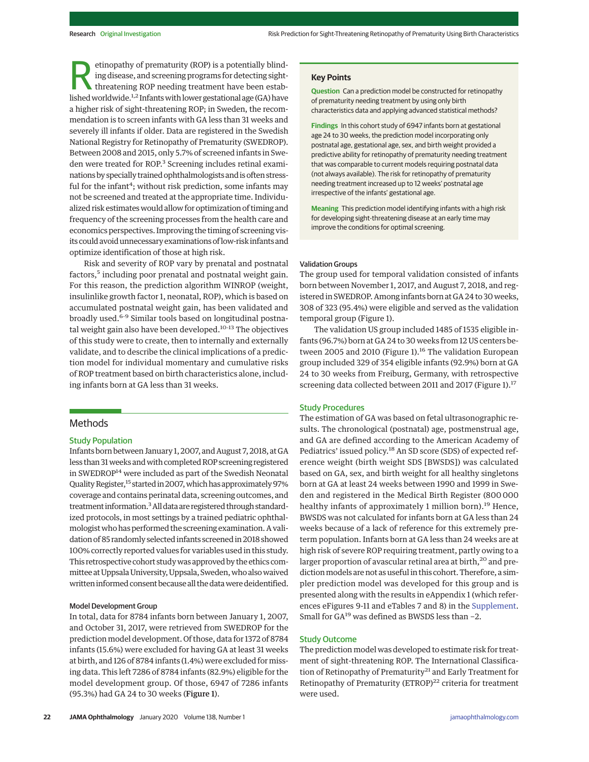Retinopathy of prematurity (ROP) is a potentially blinding disease, and screening programs for detecting sight-threatening ROP needing treatment have been established worldwide.[1,2] Infants with lower gestational age (GA) have a higher risk of sight-threatening ROP; in Sweden, the recommendation is to screen infants with GA less than 31 weeks and severely ill infants if older. Data are registered in the Swedish National Registry for Retinopathy of Prematurity (SWEDROP). Between 2008 and 2015, only 5.7% of screened infants in Sweden were treated for ROP.[3] Screening includes retinal examinations by specially trained ophthalmologists and is often stressful for the infant[4]; without risk prediction, some infants may not be screened and treated at the appropriate time. Individualized risk estimates would allow for optimization of timing and frequency of the screening processes from the health care and economics perspectives. Improving the timing of screening visits could avoid unnecessary examinations of low-risk infants and optimize identification of those at high risk.

Risk and severity of ROP vary by prenatal and postnatal factors,[5] including poor prenatal and postnatal weight gain. For this reason, the prediction algorithm WINROP (weight, insulinlike growth factor 1, neonatal, ROP), which is based on accumulated postnatal weight gain, has been validated and broadly used.[6-9] Similar tools based on longitudinal postnatal weight gain also have been developed.[10-13] The objectives of this study were to create, then to internally and externally validate, and to describe the clinical implications of a prediction model for individual momentary and cumulative risks of ROP treatment based on birth characteristics alone, including infants born at GA less than 31 weeks.

> **Key Points**
>
> **Question** Can a prediction model be constructed for retinopathy of prematurity needing treatment by using only birth characteristics data and applying advanced statistical methods?
>
> **Findings** In this cohort study of 6947 infants born at gestational age 24 to 30 weeks, the prediction model incorporating only postnatal age, gestational age, sex, and birth weight provided a predictive ability for retinopathy of prematurity needing treatment that was comparable to current models requiring postnatal data (not always available). The risk for retinopathy of prematurity needing treatment increased up to 12 weeks' postnatal age irrespective of the infants' gestational age.
>
> **Meaning** This prediction model identifying infants with a high risk for developing sight-threatening disease at an early time may improve the conditions for optimal screening.

## Methods

### Study Population

Infants born between January 1, 2007, and August 7, 2018, at GA less than 31 weeks and with completed ROP screening registered in SWEDROP[14] were included as part of the Swedish Neonatal Quality Register,[15] started in 2007, which has approximately 97% coverage and contains perinatal data, screening outcomes, and treatment information.[3] All data are registered through standardized protocols, in most settings by a trained pediatric ophthalmologist who has performed the screening examination. A validation of 85 randomly selected infants screened in 2018 showed 100% correctly reported values for variables used in this study. This retrospective cohort study was approved by the ethics committee at Uppsala University, Uppsala, Sweden, who also waived written informed consent because all the data were deidentified.

#### Model Development Group

In total, data for 8784 infants born between January 1, 2007, and October 31, 2017, were retrieved from SWEDROP for the prediction model development. Of those, data for 1372 of 8784 infants (15.6%) were excluded for having GA at least 31 weeks at birth, and 126 of 8784 infants (1.4%) were excluded for missing data. This left 7286 of 8784 infants (82.9%) eligible for the model development group. Of those, 6947 of 7286 infants (95.3%) had GA 24 to 30 weeks (**Figure 1**).

#### Validation Groups

The group used for temporal validation consisted of infants born between November 1, 2017, and August 7, 2018, and registered in SWEDROP. Among infants born at GA 24 to 30 weeks, 308 of 323 (95.4%) were eligible and served as the validation temporal group (Figure 1).

The validation US group included 1485 of 1535 eligible infants (96.7%) born at GA 24 to 30 weeks from 12 US centers between 2005 and 2010 (Figure 1).[16] The validation European group included 329 of 354 eligible infants (92.9%) born at GA 24 to 30 weeks from Freiburg, Germany, with retrospective screening data collected between 2011 and 2017 (Figure 1).[17]

### Study Procedures

The estimation of GA was based on fetal ultrasonographic results. The chronological (postnatal) age, postmenstrual age, and GA are defined according to the American Academy of Pediatrics' issued policy.[18] An SD score (SDS) of expected reference weight (birth weight SDS [BWSDS]) was calculated based on GA, sex, and birth weight for all healthy singletons born at GA at least 24 weeks between 1990 and 1999 in Sweden and registered in the Medical Birth Register (800 000 healthy infants of approximately 1 million born).[19] Hence, BWSDS was not calculated for infants born at GA less than 24 weeks because of a lack of reference for this extremely preterm population. Infants born at GA less than 24 weeks are at high risk of severe ROP requiring treatment, partly owing to a larger proportion of avascular retinal area at birth,[20] and prediction models are not as useful in this cohort. Therefore, a simpler prediction model was developed for this group and is presented along with the results in eAppendix 1 (which references eFigures 9-11 and eTables 7 and 8) in the Supplement. Small for GA[19] was defined as BWSDS less than −2.

### Study Outcome

The prediction model was developed to estimate risk for treatment of sight-threatening ROP. The International Classification of Retinopathy of Prematurity[21] and Early Treatment for Retinopathy of Prematurity (ETROP)[22] criteria for treatment were used.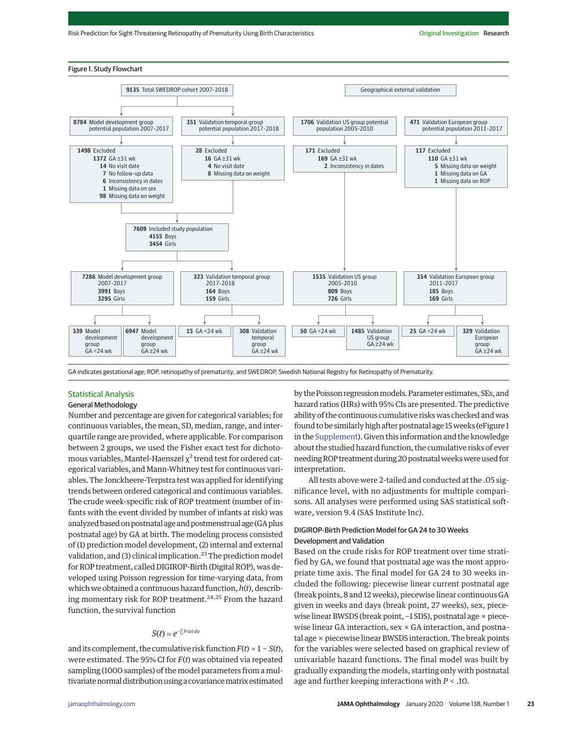Figure 1. Study Flowchart

**Total SWEDROP cohort 2007-2018:** 9135

- **8784** Model development group potential population 2007-2017
  - **1498** Excluded
    - **1372** GA ≥31 wk
    - **14** No visit date
    - **7** No follow-up data
    - **6** Inconsistency in dates
    - **1** Missing data on sex
    - **98** Missing data on weight
- **351** Validation temporal group potential population 2017-2018
  - **28** Excluded
    - **16** GA ≥31 wk
    - **4** No visit date
    - **8** Missing data on weight

**7609** Included study population
- **4155** Boys
- **3454** Girls

- **7286** Model development group 2007-2017 (**3991** Boys, **3295** Girls)
  - **339** Model development group GA <24 wk
  - **6947** Model development group GA ≥24 wk
- **323** Validation temporal group 2017-2018 (**164** Boys, **159** Girls)
  - **15** GA <24 wk
  - **308** Validation temporal group GA ≥24 wk

**Geographical external validation**

- **1706** Validation US group potential population 2005-2010
  - **171** Excluded
    - **169** GA ≥31 wk
    - **2** Inconsistency in dates
  - **1535** Validation US group 2005-2010 (**809** Boys, **726** Girls)
    - **50** GA <24 wk
    - **1485** Validation US group GA ≥24 wk
- **471** Validation European group potential population 2011-2017
  - **117** Excluded
    - **110** GA ≥31 wk
    - **5** Missing data on weight
    - **1** Missing data on GA
    - **1** Missing data on ROP
  - **354** Validation European group 2011-2017 (**185** Boys, **169** Girls)
    - **25** GA <24 wk
    - **329** Validation European group GA ≥24 wk

GA indicates gestational age; ROP, retinopathy of prematurity; and SWEDROP, Swedish National Registry for Retinopathy of Prematurity.

## Statistical Analysis

### General Methodology

Number and percentage are given for categorical variables; for continuous variables, the mean, SD, median, range, and interquartile range are provided, where applicable. For comparison between 2 groups, we used the Fisher exact test for dichotomous variables, Mantel-Haenszel $\chi^2$ trend test for ordered categorical variables, and Mann-Whitney test for continuous variables. The Jonckheere-Terpstra test was applied for identifying trends between ordered categorical and continuous variables. The crude week-specific risk of ROP treatment (number of infants with the event divided by number of infants at risk) was analyzed based on postnatal age and postmenstrual age (GA plus postnatal age) by GA at birth. The modeling process consisted of (1) prediction model development, (2) internal and external validation, and (3) clinical implication.[23] The prediction model for ROP treatment, called DIGIROP-Birth (Digital ROP), was developed using Poisson regression for time-varying data, from which we obtained a continuous hazard function, $h(t)$, describing momentary risk for ROP treatment.[24,25] From the hazard function, the survival function

$$S(t) = e^{-\int_0^t h(u)\,du}$$

and its complement, the cumulative risk function $F(t) = 1 - S(t)$, were estimated. The 95% CI for $F(t)$ was obtained via repeated sampling (1000 samples) of the model parameters from a multivariate normal distribution using a covariance matrix estimated by the Poisson regression models. Parameter estimates, SEs, and hazard ratios (HRs) with 95% CIs are presented. The predictive ability of the continuous cumulative risks was checked and was found to be similarly high after postnatal age 15 weeks (eFigure 1 in the Supplement). Given this information and the knowledge about the studied hazard function, the cumulative risks of ever needing ROP treatment during 20 postnatal weeks were used for interpretation.

All tests above were 2-tailed and conducted at the .05 significance level, with no adjustments for multiple comparisons. All analyses were performed using SAS statistical software, version 9.4 (SAS Institute Inc).

### DIGIROP-Birth Prediction Model for GA 24 to 30 Weeks Development and Validation

Based on the crude risks for ROP treatment over time stratified by GA, we found that postnatal age was the most appropriate time axis. The final model for GA 24 to 30 weeks included the following: piecewise linear current postnatal age (break points, 8 and 12 weeks), piecewise linear continuous GA given in weeks and days (break point, 27 weeks), sex, piecewise linear BWSDS (break point, −1 SDS), postnatal age × piecewise linear GA interaction, sex × GA interaction, and postnatal age × piecewise linear BWSDS interaction. The break points for the variables were selected based on graphical review of univariable hazard functions. The final model was built by gradually expanding the models, starting only with postnatal age and further keeping interactions with $P < .10$.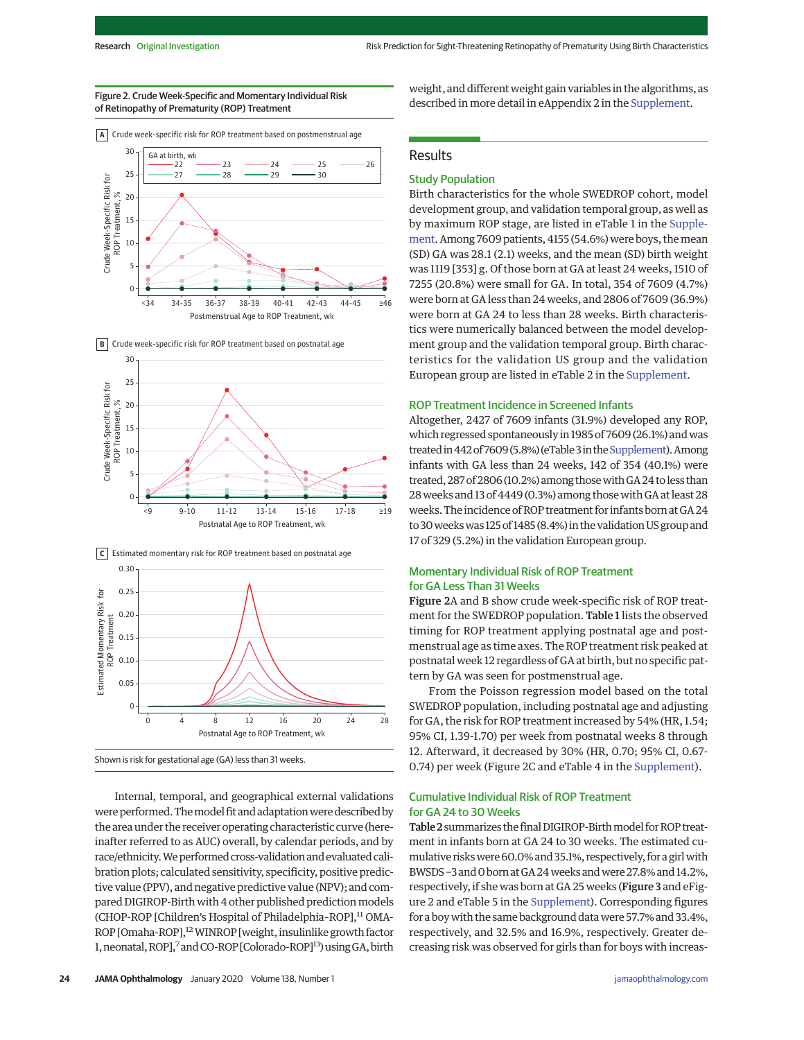Figure 2. Crude Week-Specific and Momentary Individual Risk of Retinopathy of Prematurity (ROP) Treatment

A Crude week-specific risk for ROP treatment based on postmenstrual age

B Crude week-specific risk for ROP treatment based on postnatal age

C Estimated momentary risk for ROP treatment based on postnatal age

Shown is risk for gestational age (GA) less than 31 weeks.

Internal, temporal, and geographical external validations were performed. The model fit and adaptation were described by the area under the receiver operating characteristic curve (hereinafter referred to as AUC) overall, by calendar periods, and by race/ethnicity. We performed cross-validation and evaluated calibration plots; calculated sensitivity, specificity, positive predictive value (PPV), and negative predictive value (NPV); and compared DIGIROP-Birth with 4 other published prediction models (CHOP-ROP [Children's Hospital of Philadelphia-ROP],[11] OMA-ROP [Omaha-ROP],[12] WINROP [weight, insulinlike growth factor 1, neonatal, ROP],[7] and CO-ROP [Colorado-ROP][13]) using GA, birth weight, and different weight gain variables in the algorithms, as described in more detail in eAppendix 2 in the Supplement.

## Results

### Study Population

Birth characteristics for the whole SWEDROP cohort, model development group, and validation temporal group, as well as by maximum ROP stage, are listed in eTable 1 in the Supplement. Among 7609 patients, 4155 (54.6%) were boys, the mean (SD) GA was 28.1 (2.1) weeks, and the mean (SD) birth weight was 1119 [353] g. Of those born at GA at least 24 weeks, 1510 of 7255 (20.8%) were small for GA. In total, 354 of 7609 (4.7%) were born at GA less than 24 weeks, and 2806 of 7609 (36.9%) were born at GA 24 to less than 28 weeks. Birth characteristics were numerically balanced between the model development group and the validation temporal group. Birth characteristics for the validation US group and the validation European group are listed in eTable 2 in the Supplement.

### ROP Treatment Incidence in Screened Infants

Altogether, 2427 of 7609 infants (31.9%) developed any ROP, which regressed spontaneously in 1985 of 7609 (26.1%) and was treated in 442 of 7609 (5.8%) (eTable 3 in the Supplement). Among infants with GA less than 24 weeks, 142 of 354 (40.1%) were treated, 287 of 2806 (10.2%) among those with GA 24 to less than 28 weeks and 13 of 4449 (0.3%) among those with GA at least 28 weeks. The incidence of ROP treatment for infants born at GA 24 to 30 weeks was 125 of 1485 (8.4%) in the validation US group and 17 of 329 (5.2%) in the validation European group.

### Momentary Individual Risk of ROP Treatment for GA Less Than 31 Weeks

Figure 2A and B show crude week-specific risk of ROP treatment for the SWEDROP population. Table 1 lists the observed timing for ROP treatment applying postnatal age and postmenstrual age as time axes. The ROP treatment risk peaked at postnatal week 12 regardless of GA at birth, but no specific pattern by GA was seen for postmenstrual age.

From the Poisson regression model based on the total SWEDROP population, including postnatal age and adjusting for GA, the risk for ROP treatment increased by 54% (HR, 1.54; 95% CI, 1.39-1.70) per week from postnatal weeks 8 through 12. Afterward, it decreased by 30% (HR, 0.70; 95% CI, 0.67-0.74) per week (Figure 2C and eTable 4 in the Supplement).

### Cumulative Individual Risk of ROP Treatment for GA 24 to 30 Weeks

Table 2 summarizes the final DIGIROP-Birth model for ROP treatment in infants born at GA 24 to 30 weeks. The estimated cumulative risks were 60.0% and 35.1%, respectively, for a girl with BWSDS −3 and 0 born at GA 24 weeks and were 27.8% and 14.2%, respectively, if she was born at GA 25 weeks (Figure 3 and eFigure 2 and eTable 5 in the Supplement). Corresponding figures for a boy with the same background data were 57.7% and 33.4%, respectively, and 32.5% and 16.9%, respectively. Greater decreasing risk was observed for girls than for boys with increas-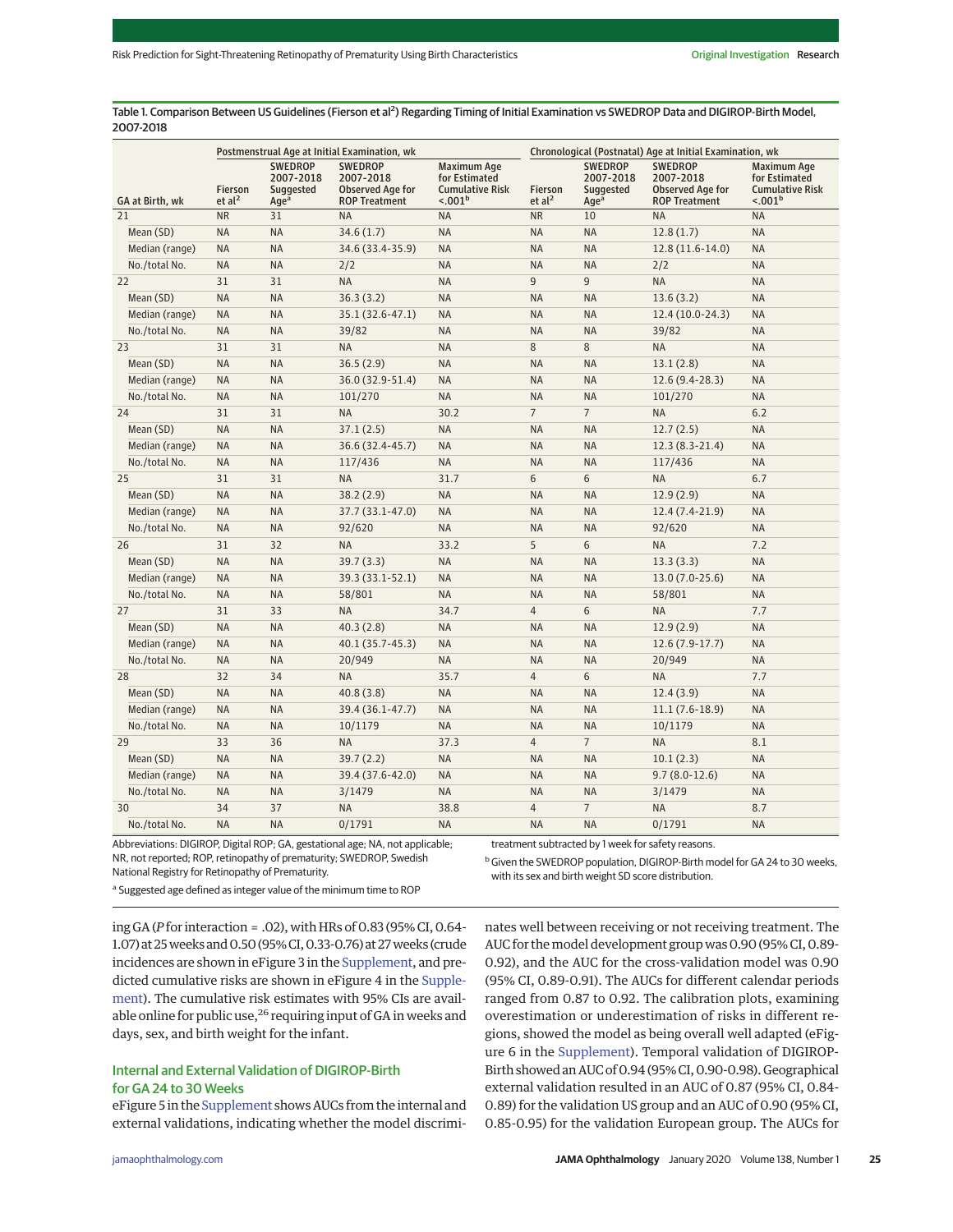Table 1. Comparison Between US Guidelines (Fierson et al[2]) Regarding Timing of Initial Examination vs SWEDROP Data and DIGIROP-Birth Model, 2007-2018

| GA at Birth, wk | Postmenstrual Age at Initial Examination, wk | | | | Chronological (Postnatal) Age at Initial Examination, wk | | | |
|---|---|---|---|---|---|---|---|---|
| | Fierson et al[2] | SWEDROP 2007-2018 Suggested Age[a] | SWEDROP 2007-2018 Observed Age for ROP Treatment | Maximum Age for Estimated Cumulative Risk <.001[b] | Fierson et al[2] | SWEDROP 2007-2018 Suggested Age[a] | SWEDROP 2007-2018 Observed Age for ROP Treatment | Maximum Age for Estimated Cumulative Risk <.001[b] |
| 21 | NR | 31 | NA | NA | NR | 10 | NA | NA |
| Mean (SD) | NA | NA | 34.6 (1.7) | NA | NA | NA | 12.8 (1.7) | NA |
| Median (range) | NA | NA | 34.6 (33.4-35.9) | NA | NA | NA | 12.8 (11.6-14.0) | NA |
| No./total No. | NA | NA | 2/2 | NA | NA | NA | 2/2 | NA |
| 22 | 31 | 31 | NA | NA | 9 | 9 | NA | NA |
| Mean (SD) | NA | NA | 36.3 (3.2) | NA | NA | NA | 13.6 (3.2) | NA |
| Median (range) | NA | NA | 35.1 (32.6-47.1) | NA | NA | NA | 12.4 (10.0-24.3) | NA |
| No./total No. | NA | NA | 39/82 | NA | NA | NA | 39/82 | NA |
| 23 | 31 | 31 | NA | NA | 8 | 8 | NA | NA |
| Mean (SD) | NA | NA | 36.5 (2.9) | NA | NA | NA | 13.1 (2.8) | NA |
| Median (range) | NA | NA | 36.0 (32.9-51.4) | NA | NA | NA | 12.6 (9.4-28.3) | NA |
| No./total No. | NA | NA | 101/270 | NA | NA | NA | 101/270 | NA |
| 24 | 31 | 31 | NA | 30.2 | 7 | 7 | NA | 6.2 |
| Mean (SD) | NA | NA | 37.1 (2.5) | NA | NA | NA | 12.7 (2.5) | NA |
| Median (range) | NA | NA | 36.6 (32.4-45.7) | NA | NA | NA | 12.3 (8.3-21.4) | NA |
| No./total No. | NA | NA | 117/436 | NA | NA | NA | 117/436 | NA |
| 25 | 31 | 31 | NA | 31.7 | 6 | 6 | NA | 6.7 |
| Mean (SD) | NA | NA | 38.2 (2.9) | NA | NA | NA | 12.9 (2.9) | NA |
| Median (range) | NA | NA | 37.7 (33.1-47.0) | NA | NA | NA | 12.4 (7.4-21.9) | NA |
| No./total No. | NA | NA | 92/620 | NA | NA | NA | 92/620 | NA |
| 26 | 31 | 32 | NA | 33.2 | 5 | 6 | NA | 7.2 |
| Mean (SD) | NA | NA | 39.7 (3.3) | NA | NA | NA | 13.3 (3.3) | NA |
| Median (range) | NA | NA | 39.3 (33.1-52.1) | NA | NA | NA | 13.0 (7.0-25.6) | NA |
| No./total No. | NA | NA | 58/801 | NA | NA | NA | 58/801 | NA |
| 27 | 31 | 33 | NA | 34.7 | 4 | 6 | NA | 7.7 |
| Mean (SD) | NA | NA | 40.3 (2.8) | NA | NA | NA | 12.9 (2.9) | NA |
| Median (range) | NA | NA | 40.1 (35.7-45.3) | NA | NA | NA | 12.6 (7.9-17.7) | NA |
| No./total No. | NA | NA | 20/949 | NA | NA | NA | 20/949 | NA |
| 28 | 32 | 34 | NA | 35.7 | 4 | 6 | NA | 7.7 |
| Mean (SD) | NA | NA | 40.8 (3.8) | NA | NA | NA | 12.4 (3.9) | NA |
| Median (range) | NA | NA | 39.4 (36.1-47.7) | NA | NA | NA | 11.1 (7.6-18.9) | NA |
| No./total No. | NA | NA | 10/1179 | NA | NA | NA | 10/1179 | NA |
| 29 | 33 | 36 | NA | 37.3 | 4 | 7 | NA | 8.1 |
| Mean (SD) | NA | NA | 39.7 (2.2) | NA | NA | NA | 10.1 (2.3) | NA |
| Median (range) | NA | NA | 39.4 (37.6-42.0) | NA | NA | NA | 9.7 (8.0-12.6) | NA |
| No./total No. | NA | NA | 3/1479 | NA | NA | NA | 3/1479 | NA |
| 30 | 34 | 37 | NA | 38.8 | 4 | 7 | NA | 8.7 |
| No./total No. | NA | NA | 0/1791 | NA | NA | NA | 0/1791 | NA |

Abbreviations: DIGIROP, Digital ROP; GA, gestational age; NA, not applicable; NR, not reported; ROP, retinopathy of prematurity; SWEDROP, Swedish National Registry for Retinopathy of Prematurity.

[a] Suggested age defined as integer value of the minimum time to ROP treatment subtracted by 1 week for safety reasons.

[b] Given the SWEDROP population, DIGIROP-Birth model for GA 24 to 30 weeks, with its sex and birth weight SD score distribution.

ing GA ($P$ for interaction = .02), with HRs of 0.83 (95% CI, 0.64-1.07) at 25 weeks and 0.50 (95% CI, 0.33-0.76) at 27 weeks (crude incidences are shown in eFigure 3 in the Supplement, and predicted cumulative risks are shown in eFigure 4 in the Supplement). The cumulative risk estimates with 95% CIs are available online for public use,[26] requiring input of GA in weeks and days, sex, and birth weight for the infant.

### Internal and External Validation of DIGIROP-Birth for GA 24 to 30 Weeks

eFigure 5 in the Supplement shows AUCs from the internal and external validations, indicating whether the model discriminates well between receiving or not receiving treatment. The AUC for the model development group was 0.90 (95% CI, 0.89-0.92), and the AUC for the cross-validation model was 0.90 (95% CI, 0.89-0.91). The AUCs for different calendar periods ranged from 0.87 to 0.92. The calibration plots, examining overestimation or underestimation of risks in different regions, showed the model as being overall well adapted (eFigure 6 in the Supplement). Temporal validation of DIGIROP-Birth showed an AUC of 0.94 (95% CI, 0.90-0.98). Geographical external validation resulted in an AUC of 0.87 (95% CI, 0.84-0.89) for the validation US group and an AUC of 0.90 (95% CI, 0.85-0.95) for the validation European group. The AUCs for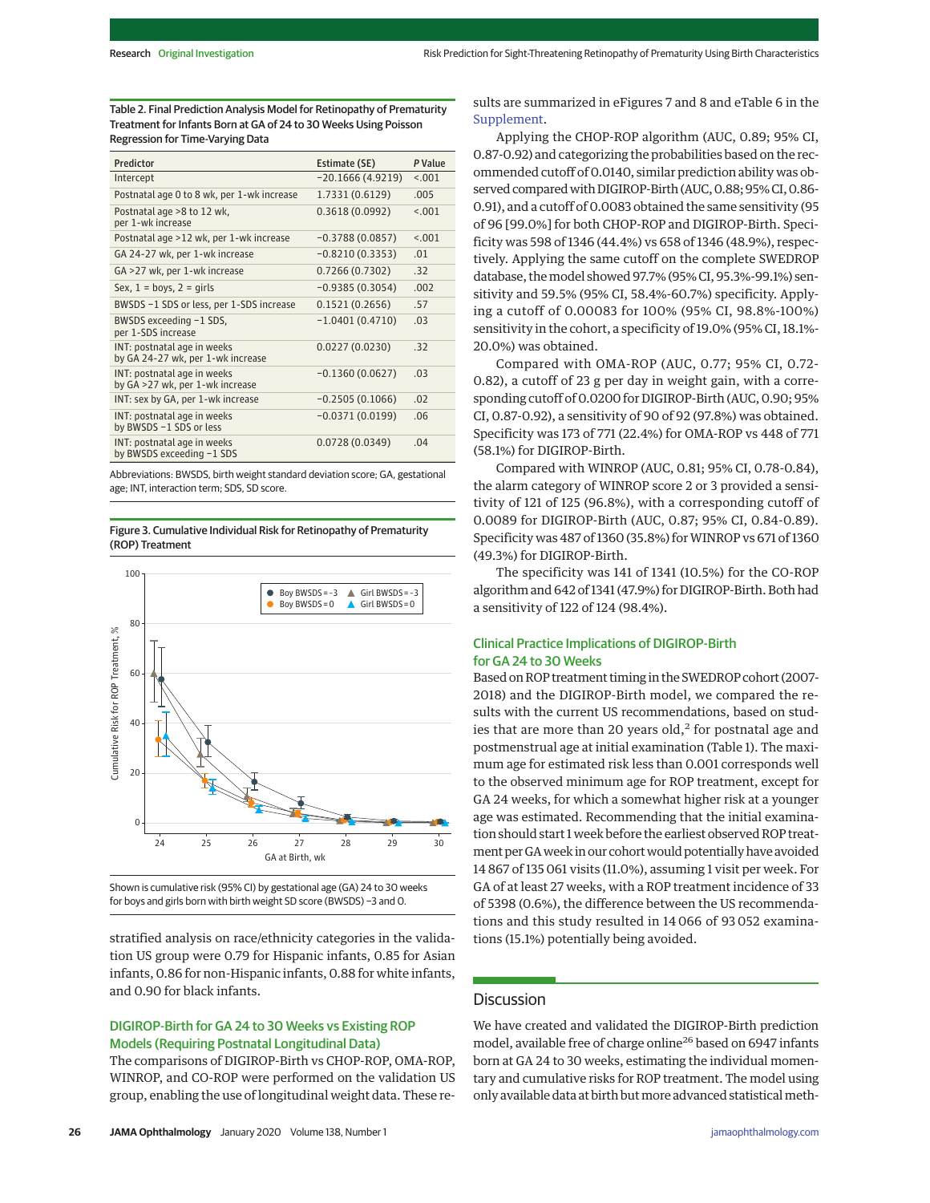Table 2. Final Prediction Analysis Model for Retinopathy of Prematurity Treatment for Infants Born at GA of 24 to 30 Weeks Using Poisson Regression for Time-Varying Data

| Predictor | Estimate (SE) | P Value |
|---|---|---|
| Intercept | −20.1666 (4.9219) | <.001 |
| Postnatal age 0 to 8 wk, per 1-wk increase | 1.7331 (0.6129) | .005 |
| Postnatal age >8 to 12 wk, per 1-wk increase | 0.3618 (0.0992) | <.001 |
| Postnatal age >12 wk, per 1-wk increase | −0.3788 (0.0857) | <.001 |
| GA 24-27 wk, per 1-wk increase | −0.8210 (0.3353) | .01 |
| GA >27 wk, per 1-wk increase | 0.7266 (0.7302) | .32 |
| Sex, 1 = boys, 2 = girls | −0.9385 (0.3054) | .002 |
| BWSDS −1 SDS or less, per 1-SDS increase | 0.1521 (0.2656) | .57 |
| BWSDS exceeding −1 SDS, per 1-SDS increase | −1.0401 (0.4710) | .03 |
| INT: postnatal age in weeks by GA 24-27 wk, per 1-wk increase | 0.0227 (0.0230) | .32 |
| INT: postnatal age in weeks by GA >27 wk, per 1-wk increase | −0.1360 (0.0627) | .03 |
| INT: sex by GA, per 1-wk increase | −0.2505 (0.1066) | .02 |
| INT: postnatal age in weeks by BWSDS −1 SDS or less | −0.0371 (0.0199) | .06 |
| INT: postnatal age in weeks by BWSDS exceeding −1 SDS | 0.0728 (0.0349) | .04 |

Abbreviations: BWSDS, birth weight standard deviation score; GA, gestational age; INT, interaction term; SDS, SD score.

Figure 3. Cumulative Individual Risk for Retinopathy of Prematurity (ROP) Treatment

Shown is cumulative risk (95% CI) by gestational age (GA) 24 to 30 weeks for boys and girls born with birth weight SD score (BWSDS) −3 and 0.

stratified analysis on race/ethnicity categories in the validation US group were 0.79 for Hispanic infants, 0.85 for Asian infants, 0.86 for non-Hispanic infants, 0.88 for white infants, and 0.90 for black infants.

## DIGIROP-Birth for GA 24 to 30 Weeks vs Existing ROP Models (Requiring Postnatal Longitudinal Data)

The comparisons of DIGIROP-Birth vs CHOP-ROP, OMA-ROP, WINROP, and CO-ROP were performed on the validation US group, enabling the use of longitudinal weight data. These results are summarized in eFigures 7 and 8 and eTable 6 in the Supplement.

Applying the CHOP-ROP algorithm (AUC, 0.89; 95% CI, 0.87-0.92) and categorizing the probabilities based on the recommended cutoff of 0.0140, similar prediction ability was observed compared with DIGIROP-Birth (AUC, 0.88; 95% CI, 0.86-0.91), and a cutoff of 0.0083 obtained the same sensitivity (95 of 96 [99.0%] for both CHOP-ROP and DIGIROP-Birth. Specificity was 598 of 1346 (44.4%) vs 658 of 1346 (48.9%), respectively. Applying the same cutoff on the complete SWEDROP database, the model showed 97.7% (95% CI, 95.3%-99.1%) sensitivity and 59.5% (95% CI, 58.4%-60.7%) specificity. Applying a cutoff of 0.00083 for 100% (95% CI, 98.8%-100%) sensitivity in the cohort, a specificity of 19.0% (95% CI, 18.1%-20.0%) was obtained.

Compared with OMA-ROP (AUC, 0.77; 95% CI, 0.72-0.82), a cutoff of 23 g per day in weight gain, with a corresponding cutoff of 0.0200 for DIGIROP-Birth (AUC, 0.90; 95% CI, 0.87-0.92), a sensitivity of 90 of 92 (97.8%) was obtained. Specificity was 173 of 771 (22.4%) for OMA-ROP vs 448 of 771 (58.1%) for DIGIROP-Birth.

Compared with WINROP (AUC, 0.81; 95% CI, 0.78-0.84), the alarm category of WINROP score 2 or 3 provided a sensitivity of 121 of 125 (96.8%), with a corresponding cutoff of 0.0089 for DIGIROP-Birth (AUC, 0.87; 95% CI, 0.84-0.89). Specificity was 487 of 1360 (35.8%) for WINROP vs 671 of 1360 (49.3%) for DIGIROP-Birth.

The specificity was 141 of 1341 (10.5%) for the CO-ROP algorithm and 642 of 1341 (47.9%) for DIGIROP-Birth. Both had a sensitivity of 122 of 124 (98.4%).

## Clinical Practice Implications of DIGIROP-Birth for GA 24 to 30 Weeks

Based on ROP treatment timing in the SWEDROP cohort (2007-2018) and the DIGIROP-Birth model, we compared the results with the current US recommendations, based on studies that are more than 20 years old,[2] for postnatal age and postmenstrual age at initial examination (Table 1). The maximum age for estimated risk less than 0.001 corresponds well to the observed minimum age for ROP treatment, except for GA 24 weeks, for which a somewhat higher risk at a younger age was estimated. Recommending that the initial examination should start 1 week before the earliest observed ROP treatment per GA week in our cohort would potentially have avoided 14 867 of 135 061 visits (11.0%), assuming 1 visit per week. For GA of at least 27 weeks, with a ROP treatment incidence of 33 of 5398 (0.6%), the difference between the US recommendations and this study resulted in 14 066 of 93 052 examinations (15.1%) potentially being avoided.

# Discussion

We have created and validated the DIGIROP-Birth prediction model, available free of charge online[26] based on 6947 infants born at GA 24 to 30 weeks, estimating the individual momentary and cumulative risks for ROP treatment. The model using only available data at birth but more advanced statistical meth-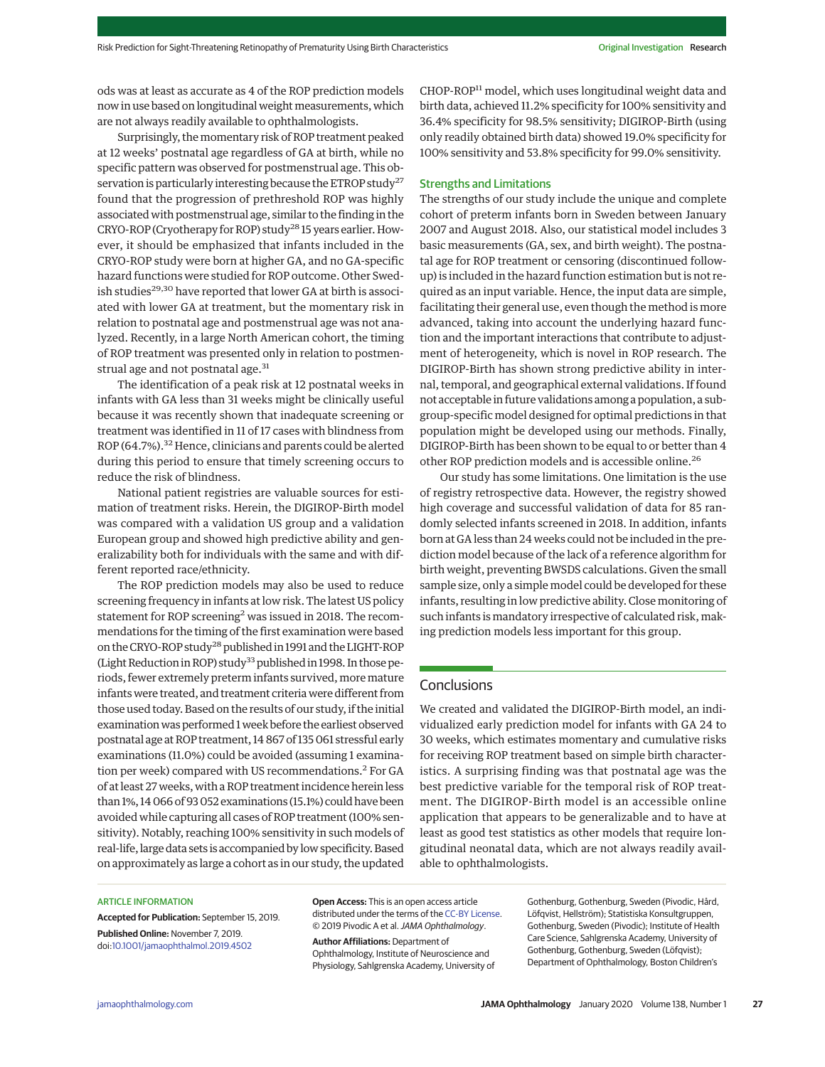ods was at least as accurate as 4 of the ROP prediction models now in use based on longitudinal weight measurements, which are not always readily available to ophthalmologists.

Surprisingly, the momentary risk of ROP treatment peaked at 12 weeks' postnatal age regardless of GA at birth, while no specific pattern was observed for postmenstrual age. This observation is particularly interesting because the ETROP study[27] found that the progression of prethreshold ROP was highly associated with postmenstrual age, similar to the finding in the CRYO-ROP (Cryotherapy for ROP) study[28] 15 years earlier. However, it should be emphasized that infants included in the CRYO-ROP study were born at higher GA, and no GA-specific hazard functions were studied for ROP outcome. Other Swedish studies[29,30] have reported that lower GA at birth is associated with lower GA at treatment, but the momentary risk in relation to postnatal age and postmenstrual age was not analyzed. Recently, in a large North American cohort, the timing of ROP treatment was presented only in relation to postmenstrual age and not postnatal age.[31]

The identification of a peak risk at 12 postnatal weeks in infants with GA less than 31 weeks might be clinically useful because it was recently shown that inadequate screening or treatment was identified in 11 of 17 cases with blindness from ROP (64.7%).[32] Hence, clinicians and parents could be alerted during this period to ensure that timely screening occurs to reduce the risk of blindness.

National patient registries are valuable sources for estimation of treatment risks. Herein, the DIGIROP-Birth model was compared with a validation US group and a validation European group and showed high predictive ability and generalizability both for individuals with the same and with different reported race/ethnicity.

The ROP prediction models may also be used to reduce screening frequency in infants at low risk. The latest US policy statement for ROP screening[2] was issued in 2018. The recommendations for the timing of the first examination were based on the CRYO-ROP study[28] published in 1991 and the LIGHT-ROP (Light Reduction in ROP) study[33] published in 1998. In those periods, fewer extremely preterm infants survived, more mature infants were treated, and treatment criteria were different from those used today. Based on the results of our study, if the initial examination was performed 1 week before the earliest observed postnatal age at ROP treatment, 14 867 of 135 061 stressful early examinations (11.0%) could be avoided (assuming 1 examination per week) compared with US recommendations.[2] For GA of at least 27 weeks, with a ROP treatment incidence herein less than 1%, 14 066 of 93 052 examinations (15.1%) could have been avoided while capturing all cases of ROP treatment (100% sensitivity). Notably, reaching 100% sensitivity in such models of real-life, large data sets is accompanied by low specificity. Based on approximately as large a cohort as in our study, the updated CHOP-ROP[11] model, which uses longitudinal weight data and birth data, achieved 11.2% specificity for 100% sensitivity and 36.4% specificity for 98.5% sensitivity; DIGIROP-Birth (using only readily obtained birth data) showed 19.0% specificity for 100% sensitivity and 53.8% specificity for 99.0% sensitivity.

### Strengths and Limitations

The strengths of our study include the unique and complete cohort of preterm infants born in Sweden between January 2007 and August 2018. Also, our statistical model includes 3 basic measurements (GA, sex, and birth weight). The postnatal age for ROP treatment or censoring (discontinued follow-up) is included in the hazard function estimation but is not required as an input variable. Hence, the input data are simple, facilitating their general use, even though the method is more advanced, taking into account the underlying hazard function and the important interactions that contribute to adjustment of heterogeneity, which is novel in ROP research. The DIGIROP-Birth has shown strong predictive ability in internal, temporal, and geographical external validations. If found not acceptable in future validations among a population, a subgroup-specific model designed for optimal predictions in that population might be developed using our methods. Finally, DIGIROP-Birth has been shown to be equal to or better than 4 other ROP prediction models and is accessible online.[26]

Our study has some limitations. One limitation is the use of registry retrospective data. However, the registry showed high coverage and successful validation of data for 85 randomly selected infants screened in 2018. In addition, infants born at GA less than 24 weeks could not be included in the prediction model because of the lack of a reference algorithm for birth weight, preventing BWSDS calculations. Given the small sample size, only a simple model could be developed for these infants, resulting in low predictive ability. Close monitoring of such infants is mandatory irrespective of calculated risk, making prediction models less important for this group.

## Conclusions

We created and validated the DIGIROP-Birth model, an individualized early prediction model for infants with GA 24 to 30 weeks, which estimates momentary and cumulative risks for receiving ROP treatment based on simple birth characteristics. A surprising finding was that postnatal age was the best predictive variable for the temporal risk of ROP treatment. The DIGIROP-Birth model is an accessible online application that appears to be generalizable and to have at least as good test statistics as other models that require longitudinal neonatal data, which are not always readily available to ophthalmologists.

ARTICLE INFORMATION

**Accepted for Publication:** September 15, 2019.

**Published Online:** November 7, 2019. doi:10.1001/jamaophthalmol.2019.4502

**Open Access:** This is an open access article distributed under the terms of the CC-BY License. © 2019 Pivodic A et al. *JAMA Ophthalmology*.

**Author Affiliations:** Department of Ophthalmology, Institute of Neuroscience and Physiology, Sahlgrenska Academy, University of Gothenburg, Gothenburg, Sweden (Pivodic, Hård, Löfqvist, Hellström); Statistiska Konsultgruppen, Gothenburg, Sweden (Pivodic); Institute of Health Care Science, Sahlgrenska Academy, University of Gothenburg, Gothenburg, Sweden (Löfqvist); Department of Ophthalmology, Boston Children's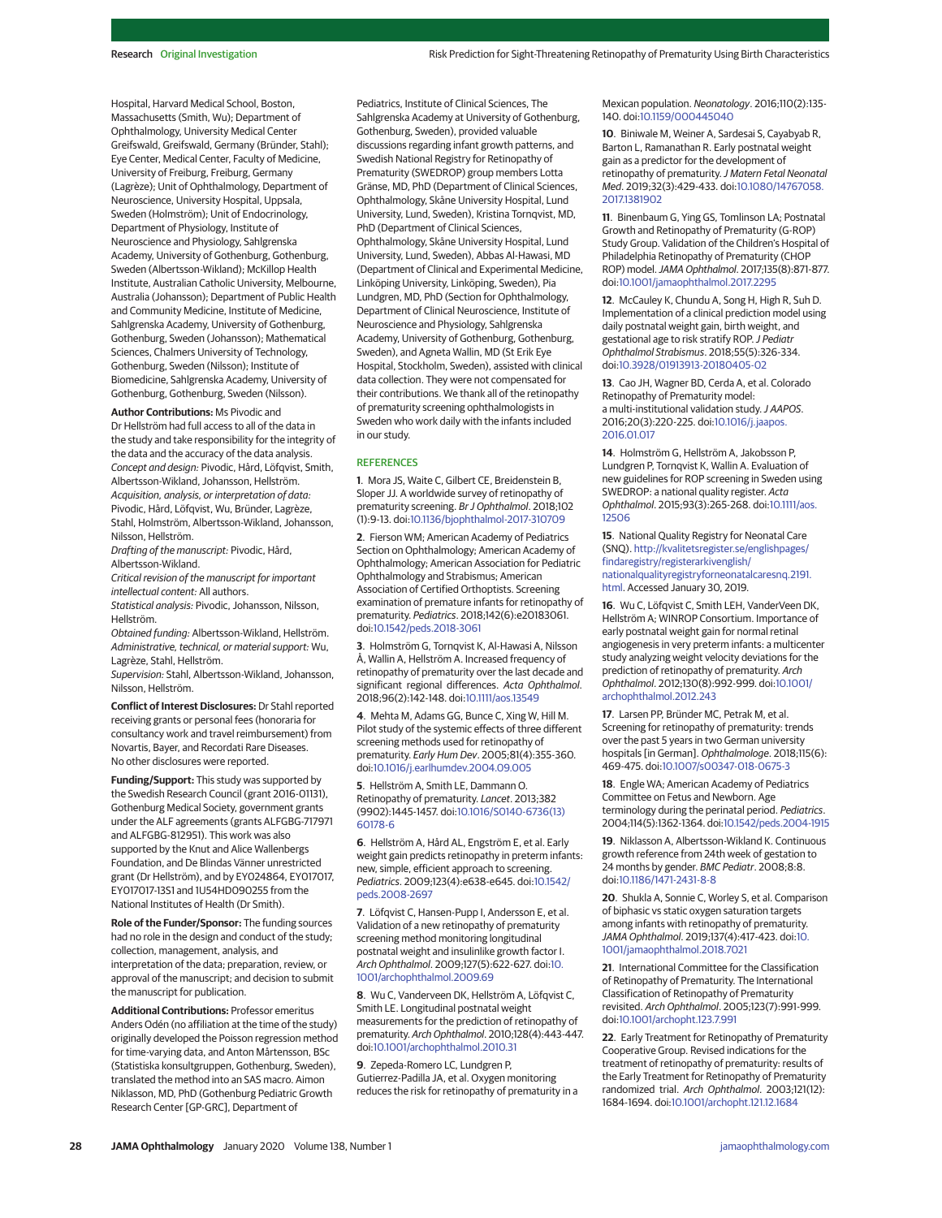Hospital, Harvard Medical School, Boston, Massachusetts (Smith, Wu); Department of Ophthalmology, University Medical Center Greifswald, Greifswald, Germany (Bründer, Stahl); Eye Center, Medical Center, Faculty of Medicine, University of Freiburg, Freiburg, Germany (Lagrèze); Unit of Ophthalmology, Department of Neuroscience, University Hospital, Uppsala, Sweden (Holmström); Unit of Endocrinology, Department of Physiology, Institute of Neuroscience and Physiology, Sahlgrenska Academy, University of Gothenburg, Gothenburg, Sweden (Albertsson-Wikland); McKillop Health Institute, Australian Catholic University, Melbourne, Australia (Johansson); Department of Public Health and Community Medicine, Institute of Medicine, Sahlgrenska Academy, University of Gothenburg, Gothenburg, Sweden (Johansson); Mathematical Sciences, Chalmers University of Technology, Gothenburg, Sweden (Nilsson); Institute of Biomedicine, Sahlgrenska Academy, University of Gothenburg, Gothenburg, Sweden (Nilsson).

**Author Contributions:** Ms Pivodic and Dr Hellström had full access to all of the data in the study and take responsibility for the integrity of the data and the accuracy of the data analysis.
*Concept and design:* Pivodic, Hård, Löfqvist, Smith, Albertsson-Wikland, Johansson, Hellström.
*Acquisition, analysis, or interpretation of data:* Pivodic, Hård, Löfqvist, Wu, Bründer, Lagrèze, Stahl, Holmström, Albertsson-Wikland, Johansson, Nilsson, Hellström.
*Drafting of the manuscript:* Pivodic, Hård, Albertsson-Wikland.
*Critical revision of the manuscript for important intellectual content:* All authors.
*Statistical analysis:* Pivodic, Johansson, Nilsson, Hellström.
*Obtained funding:* Albertsson-Wikland, Hellström.
*Administrative, technical, or material support:* Wu, Lagrèze, Stahl, Hellström.
*Supervision:* Stahl, Albertsson-Wikland, Johansson, Nilsson, Hellström.

**Conflict of Interest Disclosures:** Dr Stahl reported receiving grants or personal fees (honoraria for consultancy work and travel reimbursement) from Novartis, Bayer, and Recordati Rare Diseases. No other disclosures were reported.

**Funding/Support:** This study was supported by the Swedish Research Council (grant 2016-01131), Gothenburg Medical Society, government grants under the ALF agreements (grants ALFGBG-717971 and ALFGBG-812951). This work was also supported by the Knut and Alice Wallenbergs Foundation, and De Blindas Vänner unrestricted grant (Dr Hellström), and by EY024864, EY017017, EY017017-13S1 and 1U54HD090255 from the National Institutes of Health (Dr Smith).

**Role of the Funder/Sponsor:** The funding sources had no role in the design and conduct of the study; collection, management, analysis, and interpretation of the data; preparation, review, or approval of the manuscript; and decision to submit the manuscript for publication.

**Additional Contributions:** Professor emeritus Anders Odén (no affiliation at the time of the study) originally developed the Poisson regression method for time-varying data, and Anton Mårtensson, BSc (Statistiska konsultgruppen, Gothenburg, Sweden), translated the method into an SAS macro. Aimon Niklasson, MD, PhD (Gothenburg Pediatric Growth Research Center [GP-GRC], Department of Pediatrics, Institute of Clinical Sciences, The Sahlgrenska Academy at University of Gothenburg, Gothenburg, Sweden), provided valuable discussions regarding infant growth patterns, and Swedish National Registry for Retinopathy of Prematurity (SWEDROP) group members Lotta Gränse, MD, PhD (Department of Clinical Sciences, Ophthalmology, Skåne University Hospital, Lund University, Lund, Sweden), Kristina Tornqvist, MD, PhD (Department of Clinical Sciences, Ophthalmology, Skåne University Hospital, Lund University, Lund, Sweden), Abbas Al-Hawasi, MD (Department of Clinical and Experimental Medicine, Linköping University, Linköping, Sweden), Pia Lundgren, MD, PhD (Section for Ophthalmology, Department of Clinical Neuroscience, Institute of Neuroscience and Physiology, Sahlgrenska Academy, University of Gothenburg, Gothenburg, Sweden), and Agneta Wallin, MD (St Erik Eye Hospital, Stockholm, Sweden), assisted with clinical data collection. They were not compensated for their contributions. We thank all of the retinopathy of prematurity screening ophthalmologists in Sweden who work daily with the infants included in our study.

## REFERENCES

1. Mora JS, Waite C, Gilbert CE, Breidenstein B, Sloper JJ. A worldwide survey of retinopathy of prematurity screening. *Br J Ophthalmol*. 2018;102(1):9-13. doi:10.1136/bjophthalmol-2017-310709

2. Fierson WM; American Academy of Pediatrics Section on Ophthalmology; American Academy of Ophthalmology; American Association for Pediatric Ophthalmology and Strabismus; American Association of Certified Orthoptists. Screening examination of premature infants for retinopathy of prematurity. *Pediatrics*. 2018;142(6):e20183061. doi:10.1542/peds.2018-3061

3. Holmström G, Tornqvist K, Al-Hawasi A, Nilsson Å, Wallin A, Hellström A. Increased frequency of retinopathy of prematurity over the last decade and significant regional differences. *Acta Ophthalmol*. 2018;96(2):142-148. doi:10.1111/aos.13549

4. Mehta M, Adams GG, Bunce C, Xing W, Hill M. Pilot study of the systemic effects of three different screening methods used for retinopathy of prematurity. *Early Hum Dev*. 2005;81(4):355-360. doi:10.1016/j.earlhumdev.2004.09.005

5. Hellström A, Smith LE, Dammann O. Retinopathy of prematurity. *Lancet*. 2013;382(9902):1445-1457. doi:10.1016/S0140-6736(13)60178-6

6. Hellström A, Hård AL, Engström E, et al. Early weight gain predicts retinopathy in preterm infants: new, simple, efficient approach to screening. *Pediatrics*. 2009;123(4):e638-e645. doi:10.1542/peds.2008-2697

7. Löfqvist C, Hansen-Pupp I, Andersson E, et al. Validation of a new retinopathy of prematurity screening method monitoring longitudinal postnatal weight and insulinlike growth factor I. *Arch Ophthalmol*. 2009;127(5):622-627. doi:10.1001/archophthalmol.2009.69

8. Wu C, Vanderveen DK, Hellström A, Löfqvist C, Smith LE. Longitudinal postnatal weight measurements for the prediction of retinopathy of prematurity. *Arch Ophthalmol*. 2010;128(4):443-447. doi:10.1001/archophthalmol.2010.31

9. Zepeda-Romero LC, Lundgren P, Gutierrez-Padilla JA, et al. Oxygen monitoring reduces the risk for retinopathy of prematurity in a Mexican population. *Neonatology*. 2016;110(2):135-140. doi:10.1159/000445040

10. Biniwale M, Weiner A, Sardesai S, Cayabyab R, Barton L, Ramanathan R. Early postnatal weight gain as a predictor for the development of retinopathy of prematurity. *J Matern Fetal Neonatal Med*. 2019;32(3):429-433. doi:10.1080/14767058.2017.1381902

11. Binenbaum G, Ying GS, Tomlinson LA; Postnatal Growth and Retinopathy of Prematurity (G-ROP) Study Group. Validation of the Children's Hospital of Philadelphia Retinopathy of Prematurity (CHOP ROP) model. *JAMA Ophthalmol*. 2017;135(8):871-877. doi:10.1001/jamaophthalmol.2017.2295

12. McCauley K, Chundu A, Song H, High R, Suh D. Implementation of a clinical prediction model using daily postnatal weight gain, birth weight, and gestational age to risk stratify ROP. *J Pediatr Ophthalmol Strabismus*. 2018;55(5):326-334. doi:10.3928/01913913-20180405-02

13. Cao JH, Wagner BD, Cerda A, et al. Colorado Retinopathy of Prematurity model: a multi-institutional validation study. *J AAPOS*. 2016;20(3):220-225. doi:10.1016/j.jaapos.2016.01.017

14. Holmström G, Hellström A, Jakobsson P, Lundgren P, Tornqvist K, Wallin A. Evaluation of new guidelines for ROP screening in Sweden using SWEDROP: a national quality register. *Acta Ophthalmol*. 2015;93(3):265-268. doi:10.1111/aos.12506

15. National Quality Registry for Neonatal Care (SNQ). http://kvalitetsregister.se/englishpages/findaregistry/registerarkivenglish/nationalqualityregistryforneonatalcaresnq.2191.html. Accessed January 30, 2019.

16. Wu C, Löfqvist C, Smith LEH, VanderVeen DK, Hellström A; WINROP Consortium. Importance of early postnatal weight gain for normal retinal angiogenesis in very preterm infants: a multicenter study analyzing weight velocity deviations for the prediction of retinopathy of prematurity. *Arch Ophthalmol*. 2012;130(8):992-999. doi:10.1001/archophthalmol.2012.243

17. Larsen PP, Bründer MC, Petrak M, et al. Screening for retinopathy of prematurity: trends over the past 5 years in two German university hospitals [in German]. *Ophthalmologe*. 2018;115(6):469-475. doi:10.1007/s00347-018-0675-3

18. Engle WA; American Academy of Pediatrics Committee on Fetus and Newborn. Age terminology during the perinatal period. *Pediatrics*. 2004;114(5):1362-1364. doi:10.1542/peds.2004-1915

19. Niklasson A, Albertsson-Wikland K. Continuous growth reference from 24th week of gestation to 24 months by gender. *BMC Pediatr*. 2008;8:8. doi:10.1186/1471-2431-8-8

20. Shukla A, Sonnie C, Worley S, et al. Comparison of biphasic vs static oxygen saturation targets among infants with retinopathy of prematurity. *JAMA Ophthalmol*. 2019;137(4):417-423. doi:10.1001/jamaophthalmol.2018.7021

21. International Committee for the Classification of Retinopathy of Prematurity. The International Classification of Retinopathy of Prematurity revisited. *Arch Ophthalmol*. 2005;123(7):991-999. doi:10.1001/archopht.123.7.991

22. Early Treatment for Retinopathy of Prematurity Cooperative Group. Revised indications for the treatment of retinopathy of prematurity: results of the Early Treatment for Retinopathy of Prematurity randomized trial. *Arch Ophthalmol*. 2003;121(12):1684-1694. doi:10.1001/archopht.121.12.1684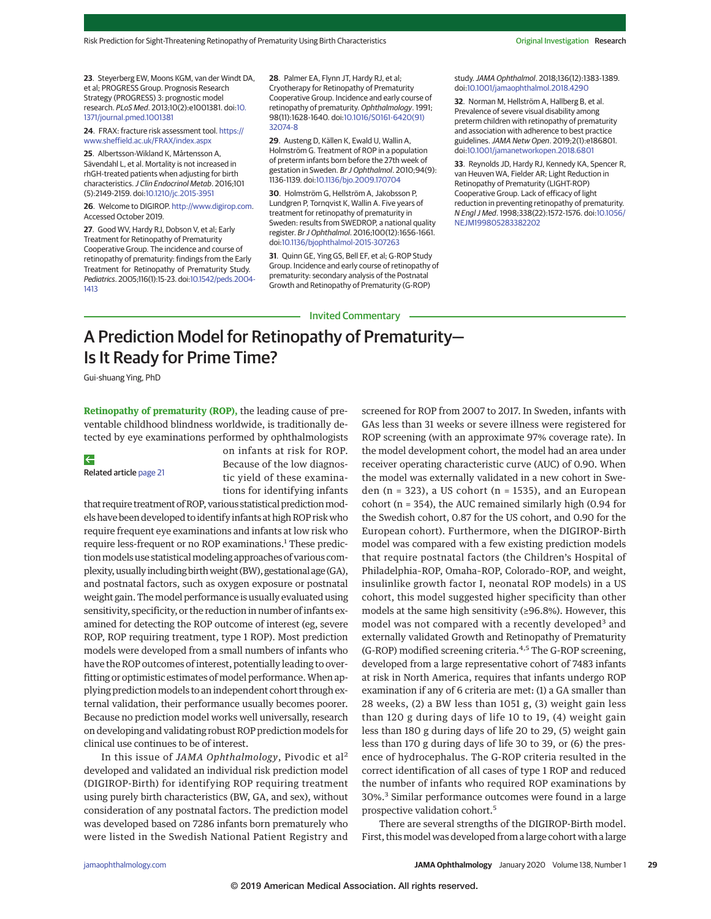23. Steyerberg EW, Moons KGM, van der Windt DA, et al; PROGRESS Group. Prognosis Research Strategy (PROGRESS) 3: prognostic model research. *PLoS Med*. 2013;10(2):e1001381. doi:10.1371/journal.pmed.1001381

24. FRAX: fracture risk assessment tool. https://www.sheffield.ac.uk/FRAX/index.aspx

25. Albertsson-Wikland K, Mårtensson A, Sävendahl L, et al. Mortality is not increased in rhGH-treated patients when adjusting for birth characteristics. *J Clin Endocrinol Metab*. 2016;101(5):2149-2159. doi:10.1210/jc.2015-3951

26. Welcome to DIGIROP. http://www.digirop.com. Accessed October 2019.

27. Good WV, Hardy RJ, Dobson V, et al; Early Treatment for Retinopathy of Prematurity Cooperative Group. The incidence and course of retinopathy of prematurity: findings from the Early Treatment for Retinopathy of Prematurity Study. *Pediatrics*. 2005;116(1):15-23. doi:10.1542/peds.2004-1413

28. Palmer EA, Flynn JT, Hardy RJ, et al; Cryotherapy for Retinopathy of Prematurity Cooperative Group. Incidence and early course of retinopathy of prematurity. *Ophthalmology*. 1991;98(11):1628-1640. doi:10.1016/S0161-6420(91)32074-8

29. Austeng D, Källen K, Ewald U, Wallin A, Holmström G. Treatment of ROP in a population of preterm infants born before the 27th week of gestation in Sweden. *Br J Ophthalmol*. 2010;94(9):1136-1139. doi:10.1136/bjo.2009.170704

30. Holmström G, Hellström A, Jakobsson P, Lundgren P, Tornqvist K, Wallin A. Five years of treatment for retinopathy of prematurity in Sweden: results from SWEDROP, a national quality register. *Br J Ophthalmol*. 2016;100(12):1656-1661. doi:10.1136/bjophthalmol-2015-307263

31. Quinn GE, Ying GS, Bell EF, et al; G-ROP Study Group. Incidence and early course of retinopathy of prematurity: secondary analysis of the Postnatal Growth and Retinopathy of Prematurity (G-ROP) study. *JAMA Ophthalmol*. 2018;136(12):1383-1389. doi:10.1001/jamaophthalmol.2018.4290

32. Norman M, Hellström A, Hallberg B, et al. Prevalence of severe visual disability among preterm children with retinopathy of prematurity and association with adherence to best practice guidelines. *JAMA Netw Open*. 2019;2(1):e186801. doi:10.1001/jamanetworkopen.2018.6801

33. Reynolds JD, Hardy RJ, Kennedy KA, Spencer R, van Heuven WA, Fielder AR; Light Reduction in Retinopathy of Prematurity (LIGHT-ROP) Cooperative Group. Lack of efficacy of light reduction in preventing retinopathy of prematurity. *N Engl J Med*. 1998;338(22):1572-1576. doi:10.1056/NEJM199805283382202

Invited Commentary

# A Prediction Model for Retinopathy of Prematurity—Is It Ready for Prime Time?

Gui-shuang Ying, PhD

Related article page 21

**Retinopathy of prematurity (ROP),** the leading cause of preventable childhood blindness worldwide, is traditionally detected by eye examinations performed by ophthalmologists on infants at risk for ROP. Because of the low diagnostic yield of these examinations for identifying infants that require treatment of ROP, various statistical prediction models have been developed to identify infants at high ROP risk who require frequent eye examinations and infants at low risk who require less-frequent or no ROP examinations.[1] These prediction models use statistical modeling approaches of various complexity, usually including birth weight (BW), gestational age (GA), and postnatal factors, such as oxygen exposure or postnatal weight gain. The model performance is usually evaluated using sensitivity, specificity, or the reduction in number of infants examined for detecting the ROP outcome of interest (eg, severe ROP, ROP requiring treatment, type 1 ROP). Most prediction models were developed from a small numbers of infants who have the ROP outcomes of interest, potentially leading to overfitting or optimistic estimates of model performance. When applying prediction models to an independent cohort through external validation, their performance usually becomes poorer. Because no prediction model works well universally, research on developing and validating robust ROP prediction models for clinical use continues to be of interest.

In this issue of *JAMA Ophthalmology*, Pivodic et al[2] developed and validated an individual risk prediction model (DIGIROP-Birth) for identifying ROP requiring treatment using purely birth characteristics (BW, GA, and sex), without consideration of any postnatal factors. The prediction model was developed based on 7286 infants born prematurely who were listed in the Swedish National Patient Registry and screened for ROP from 2007 to 2017. In Sweden, infants with GAs less than 31 weeks or severe illness were registered for ROP screening (with an approximate 97% coverage rate). In the model development cohort, the model had an area under receiver operating characteristic curve (AUC) of 0.90. When the model was externally validated in a new cohort in Sweden (n = 323), a US cohort (n = 1535), and an European cohort (n = 354), the AUC remained similarly high (0.94 for the Swedish cohort, 0.87 for the US cohort, and 0.90 for the European cohort). Furthermore, when the DIGIROP-Birth model was compared with a few existing prediction models that require postnatal factors (the Children's Hospital of Philadelphia-ROP, Omaha-ROP, Colorado-ROP, and weight, insulinlike growth factor I, neonatal ROP models) in a US cohort, this model suggested higher specificity than other models at the same high sensitivity (≥96.8%). However, this model was not compared with a recently developed[3] and externally validated Growth and Retinopathy of Prematurity (G-ROP) modified screening criteria.[4,5] The G-ROP screening, developed from a large representative cohort of 7483 infants at risk in North America, requires that infants undergo ROP examination if any of 6 criteria are met: (1) a GA smaller than 28 weeks, (2) a BW less than 1051 g, (3) weight gain less than 120 g during days of life 10 to 19, (4) weight gain less than 180 g during days of life 20 to 29, (5) weight gain less than 170 g during days of life 30 to 39, or (6) the presence of hydrocephalus. The G-ROP criteria resulted in the correct identification of all cases of type 1 ROP and reduced the number of infants who required ROP examinations by 30%.[3] Similar performance outcomes were found in a large prospective validation cohort.[5]

There are several strengths of the DIGIROP-Birth model. First, this model was developed from a large cohort with a large